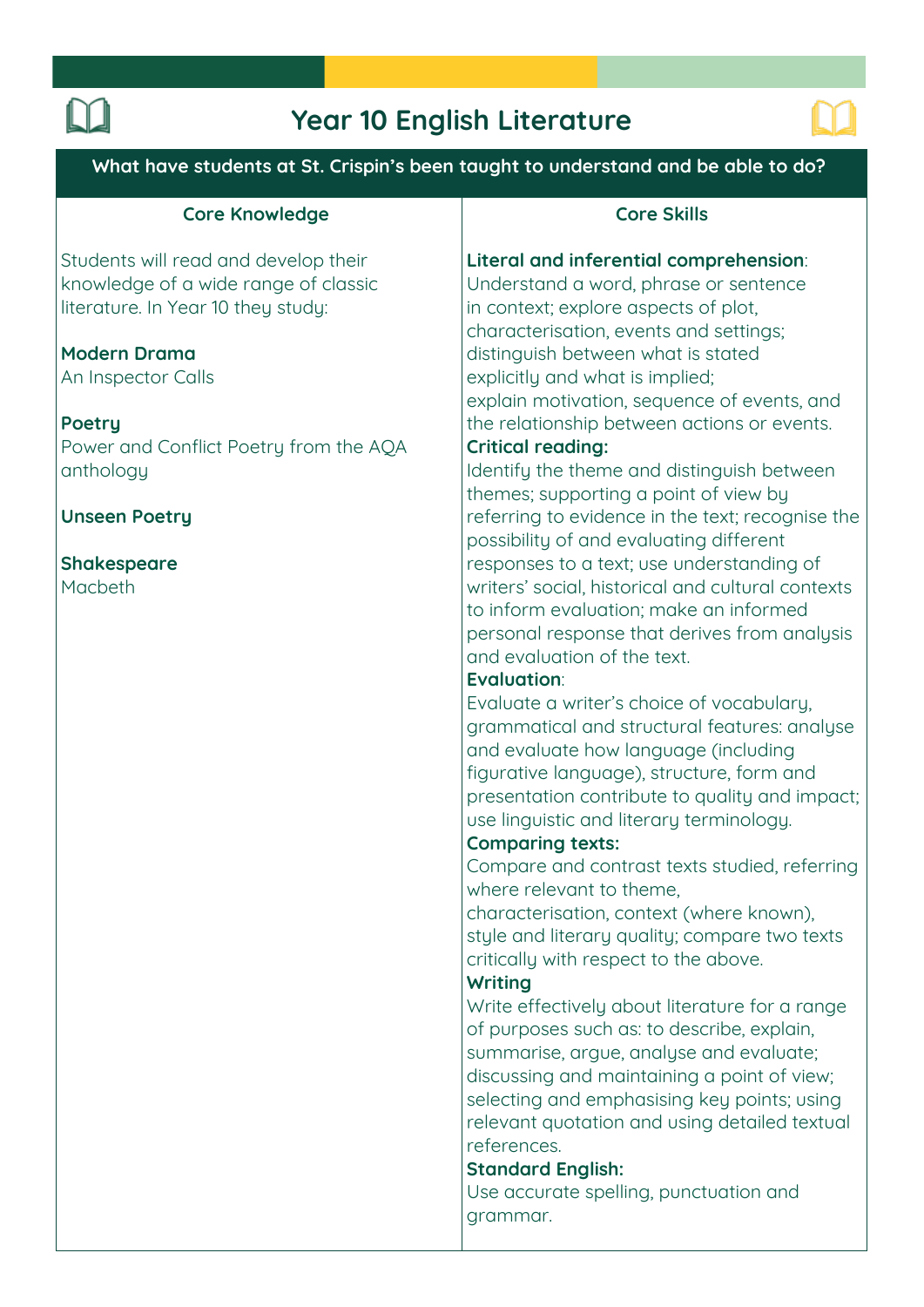# Year 10 English Literature

## What have students at St. Crispin's been taught to understand and be able to do?

### Core Knowledge

Students will read and develop their knowledge of a wide range of classic literature. In Year 10 they study:

**Modern Drama**
An Inspector Calls

**Poetry**
Power and Conflict Poetry from the AQA anthology

**Unseen Poetry**

**Shakespeare**
Macbeth

### Core Skills

**Literal and inferential comprehension**:
Understand a word, phrase or sentence in context; explore aspects of plot, characterisation, events and settings; distinguish between what is stated explicitly and what is implied; explain motivation, sequence of events, and the relationship between actions or events.

**Critical reading:**
Identify the theme and distinguish between themes; supporting a point of view by referring to evidence in the text; recognise the possibility of and evaluating different responses to a text; use understanding of writers' social, historical and cultural contexts to inform evaluation; make an informed personal response that derives from analysis and evaluation of the text.

**Evaluation**:
Evaluate a writer's choice of vocabulary, grammatical and structural features: analyse and evaluate how language (including figurative language), structure, form and presentation contribute to quality and impact; use linguistic and literary terminology.

**Comparing texts:**
Compare and contrast texts studied, referring where relevant to theme, characterisation, context (where known), style and literary quality; compare two texts critically with respect to the above.

**Writing**
Write effectively about literature for a range of purposes such as: to describe, explain, summarise, argue, analyse and evaluate; discussing and maintaining a point of view; selecting and emphasising key points; using relevant quotation and using detailed textual references.

**Standard English:**
Use accurate spelling, punctuation and grammar.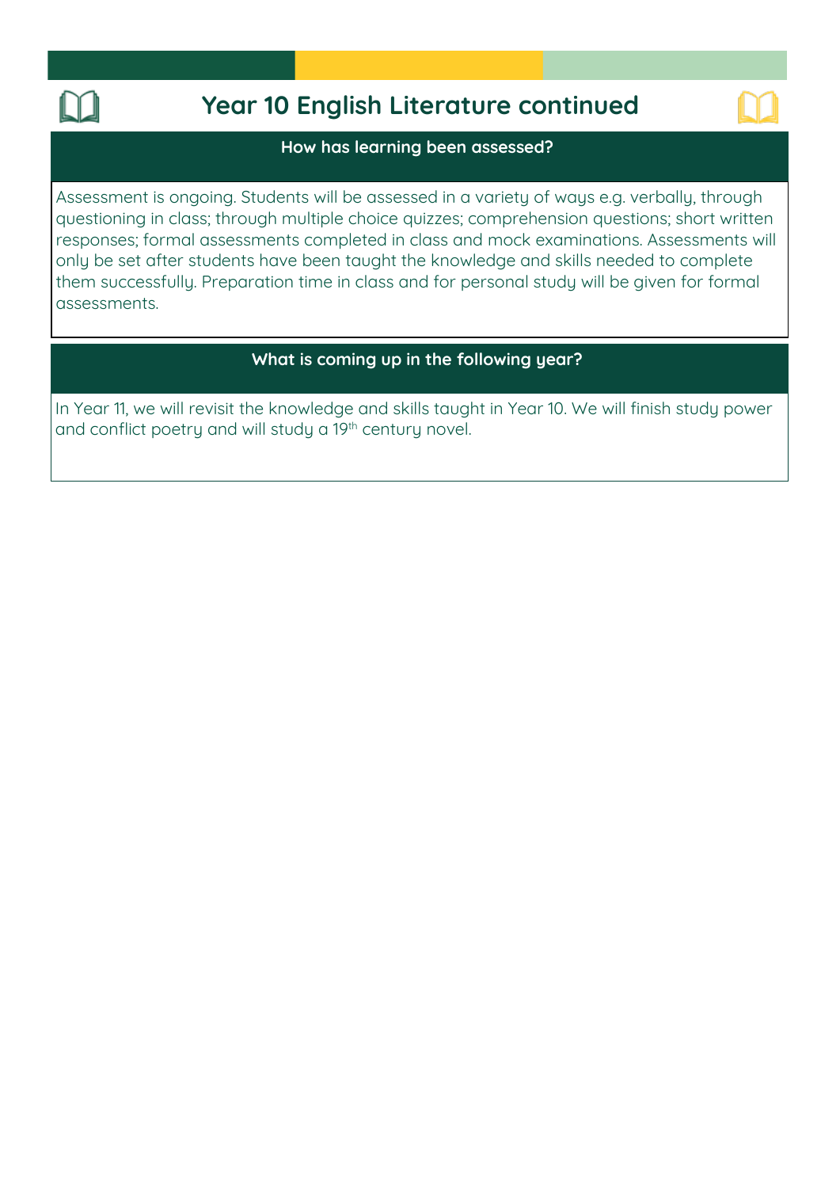# Year 10 English Literature continued

## How has learning been assessed?

Assessment is ongoing. Students will be assessed in a variety of ways e.g. verbally, through questioning in class; through multiple choice quizzes; comprehension questions; short written responses; formal assessments completed in class and mock examinations. Assessments will only be set after students have been taught the knowledge and skills needed to complete them successfully. Preparation time in class and for personal study will be given for formal assessments.

## What is coming up in the following year?

In Year 11, we will revisit the knowledge and skills taught in Year 10. We will finish study power and conflict poetry and will study a 19th century novel.